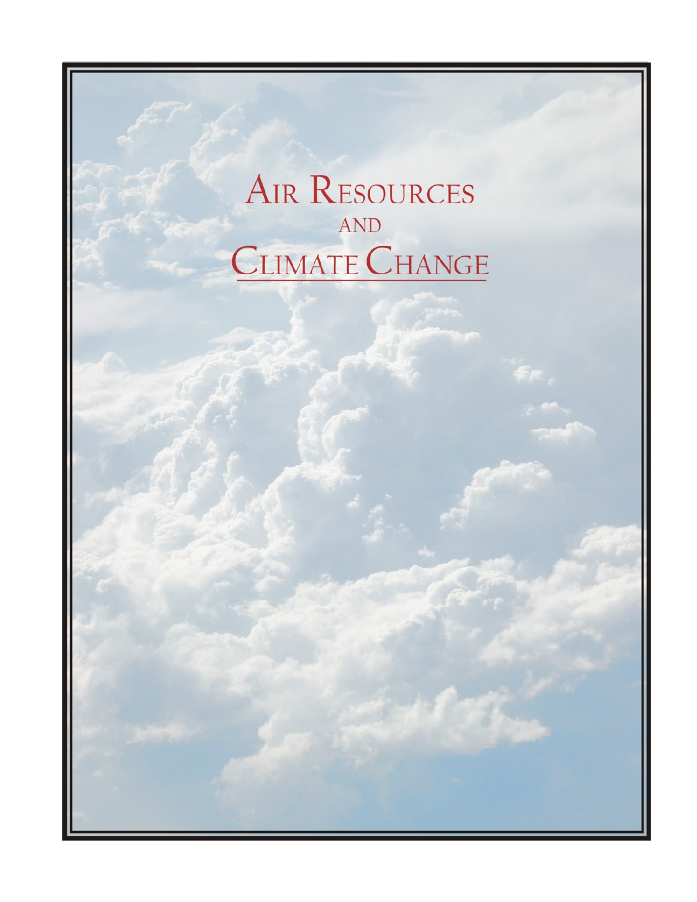# Air Resources and Climate Change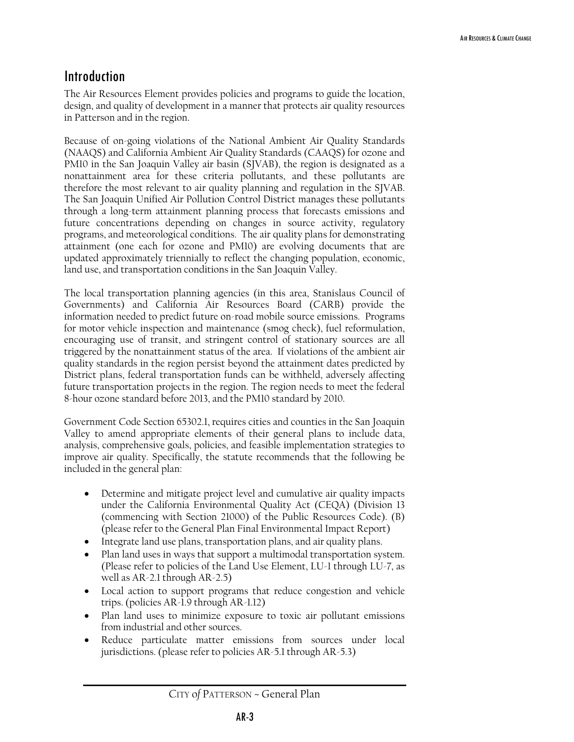## Introduction

The Air Resources Element provides policies and programs to guide the location, design, and quality of development in a manner that protects air quality resources in Patterson and in the region.

Because of on-going violations of the National Ambient Air Quality Standards (NAAQS) and California Ambient Air Quality Standards (CAAQS) for ozone and PM10 in the San Joaquin Valley air basin (SJVAB), the region is designated as a nonattainment area for these criteria pollutants, and these pollutants are therefore the most relevant to air quality planning and regulation in the SJVAB. The San Joaquin Unified Air Pollution Control District manages these pollutants through a long-term attainment planning process that forecasts emissions and future concentrations depending on changes in source activity, regulatory programs, and meteorological conditions. The air quality plans for demonstrating attainment (one each for ozone and PM10) are evolving documents that are updated approximately triennially to reflect the changing population, economic, land use, and transportation conditions in the San Joaquin Valley.

The local transportation planning agencies (in this area, Stanislaus Council of Governments) and California Air Resources Board (CARB) provide the information needed to predict future on-road mobile source emissions. Programs for motor vehicle inspection and maintenance (smog check), fuel reformulation, encouraging use of transit, and stringent control of stationary sources are all triggered by the nonattainment status of the area. If violations of the ambient air quality standards in the region persist beyond the attainment dates predicted by District plans, federal transportation funds can be withheld, adversely affecting future transportation projects in the region. The region needs to meet the federal 8-hour ozone standard before 2013, and the PM10 standard by 2010.

Government Code Section 65302.1, requires cities and counties in the San Joaquin Valley to amend appropriate elements of their general plans to include data, analysis, comprehensive goals, policies, and feasible implementation strategies to improve air quality. Specifically, the statute recommends that the following be included in the general plan:

- Determine and mitigate project level and cumulative air quality impacts under the California Environmental Quality Act (CEQA) (Division 13 (commencing with Section 21000) of the Public Resources Code). (B) (please refer to the General Plan Final Environmental Impact Report)
- Integrate land use plans, transportation plans, and air quality plans.
- Plan land uses in ways that support a multimodal transportation system. (Please refer to policies of the Land Use Element, LU-1 through LU-7, as well as AR-2.1 through AR-2.5)
- Local action to support programs that reduce congestion and vehicle trips. (policies AR-1.9 through AR-1.12)
- Plan land uses to minimize exposure to toxic air pollutant emissions from industrial and other sources.
- Reduce particulate matter emissions from sources under local jurisdictions. (please refer to policies AR-5.1 through AR-5.3)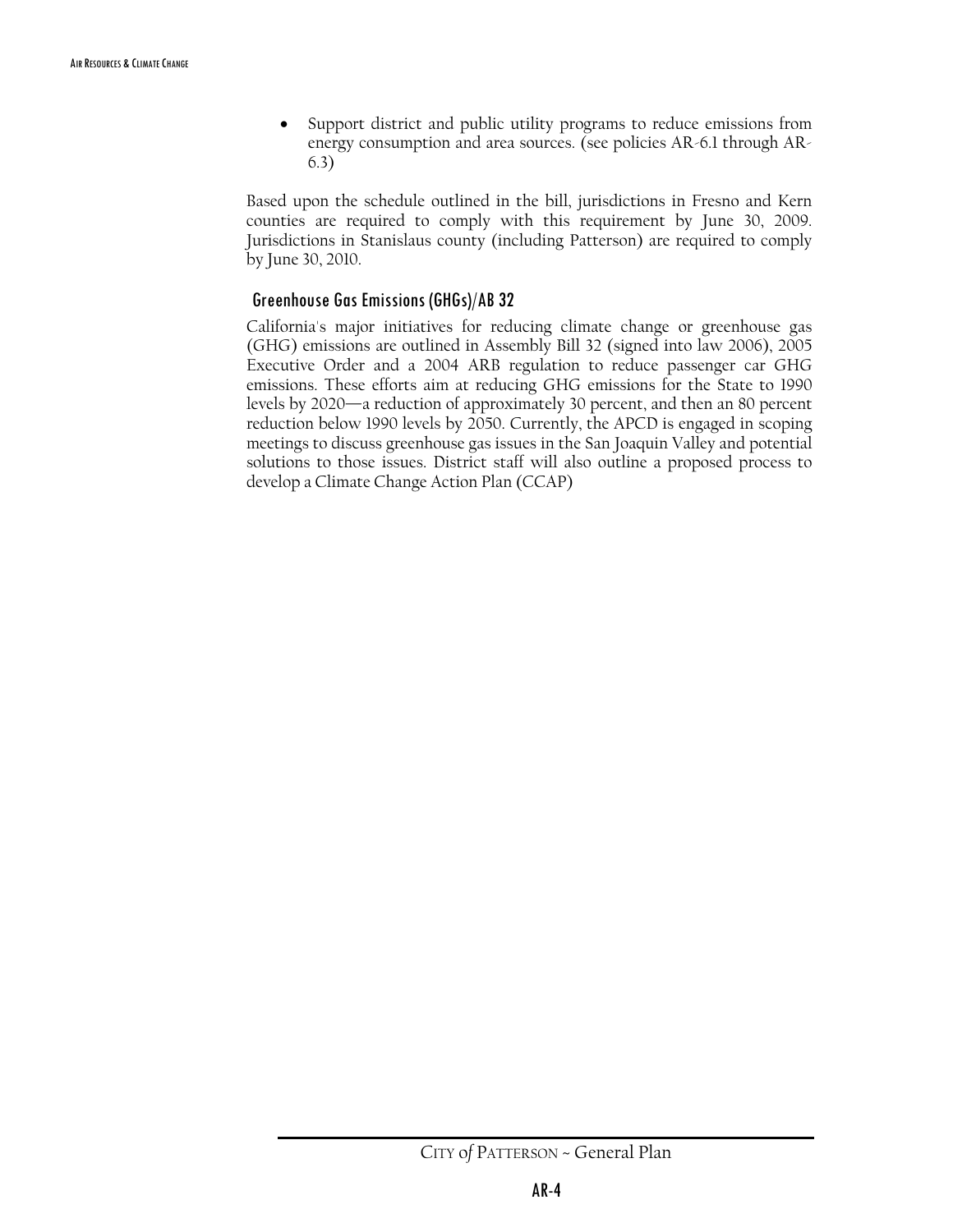- Support district and public utility programs to reduce emissions from energy consumption and area sources. (see policies AR-6.1 through AR-6.3)

Based upon the schedule outlined in the bill, jurisdictions in Fresno and Kern counties are required to comply with this requirement by June 30, 2009. Jurisdictions in Stanislaus county (including Patterson) are required to comply by June 30, 2010.

### Greenhouse Gas Emissions (GHGs)/AB 32

California's major initiatives for reducing climate change or greenhouse gas (GHG) emissions are outlined in Assembly Bill 32 (signed into law 2006), 2005 Executive Order and a 2004 ARB regulation to reduce passenger car GHG emissions. These efforts aim at reducing GHG emissions for the State to 1990 levels by 2020—a reduction of approximately 30 percent, and then an 80 percent reduction below 1990 levels by 2050. Currently, the APCD is engaged in scoping meetings to discuss greenhouse gas issues in the San Joaquin Valley and potential solutions to those issues. District staff will also outline a proposed process to develop a Climate Change Action Plan (CCAP)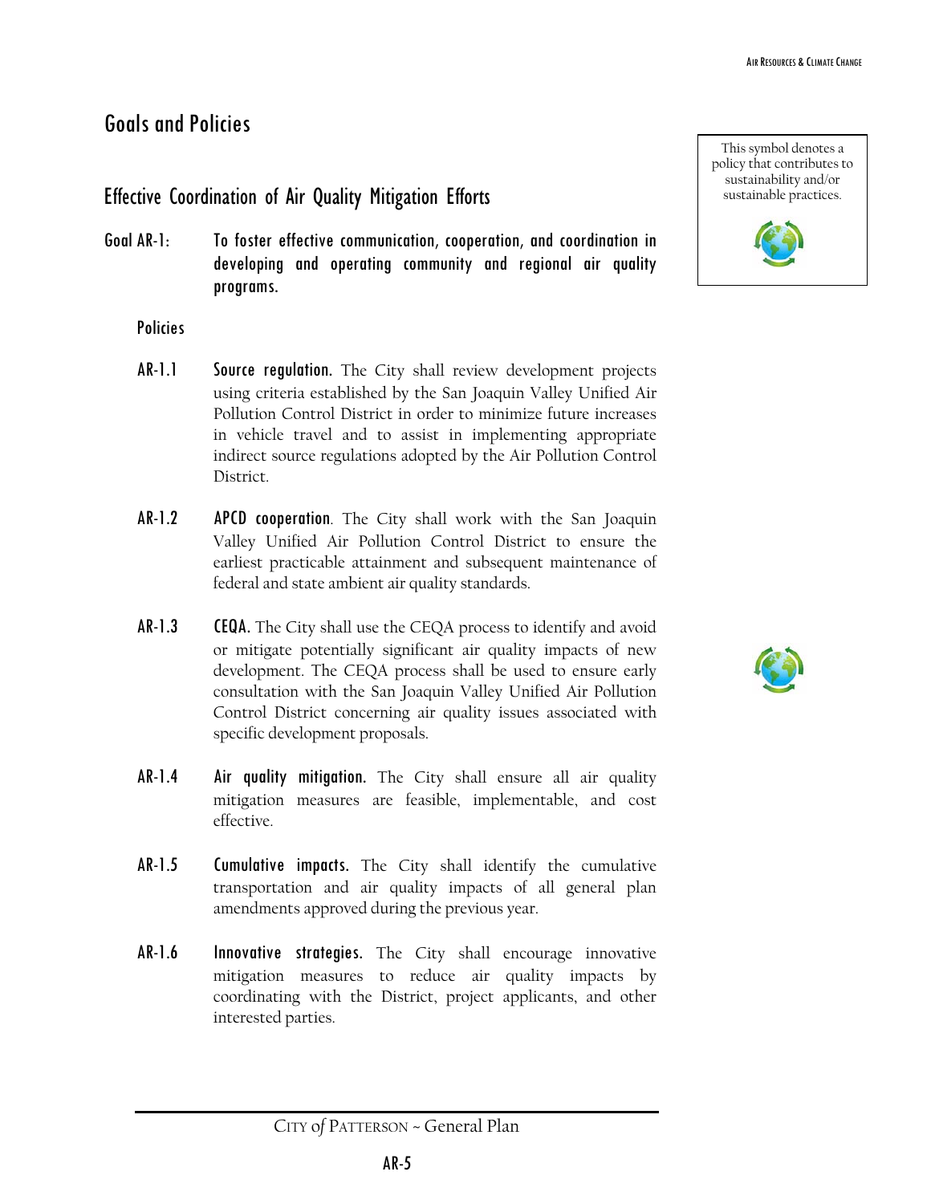## Goals and Policies

### Effective Coordination of Air Quality Mitigation Efforts

> This symbol denotes a policy that contributes to sustainability and/or sustainable practices.

**Goal AR-1:** **To foster effective communication, cooperation, and coordination in developing and operating community and regional air quality programs.**

#### Policies

**AR-1.1 Source regulation.** The City shall review development projects using criteria established by the San Joaquin Valley Unified Air Pollution Control District in order to minimize future increases in vehicle travel and to assist in implementing appropriate indirect source regulations adopted by the Air Pollution Control District.

**AR-1.2 APCD cooperation**. The City shall work with the San Joaquin Valley Unified Air Pollution Control District to ensure the earliest practicable attainment and subsequent maintenance of federal and state ambient air quality standards.

**AR-1.3 CEQA.** The City shall use the CEQA process to identify and avoid or mitigate potentially significant air quality impacts of new development. The CEQA process shall be used to ensure early consultation with the San Joaquin Valley Unified Air Pollution Control District concerning air quality issues associated with specific development proposals.

**AR-1.4 Air quality mitigation.** The City shall ensure all air quality mitigation measures are feasible, implementable, and cost effective.

**AR-1.5 Cumulative impacts.** The City shall identify the cumulative transportation and air quality impacts of all general plan amendments approved during the previous year.

**AR-1.6 Innovative strategies.** The City shall encourage innovative mitigation measures to reduce air quality impacts by coordinating with the District, project applicants, and other interested parties.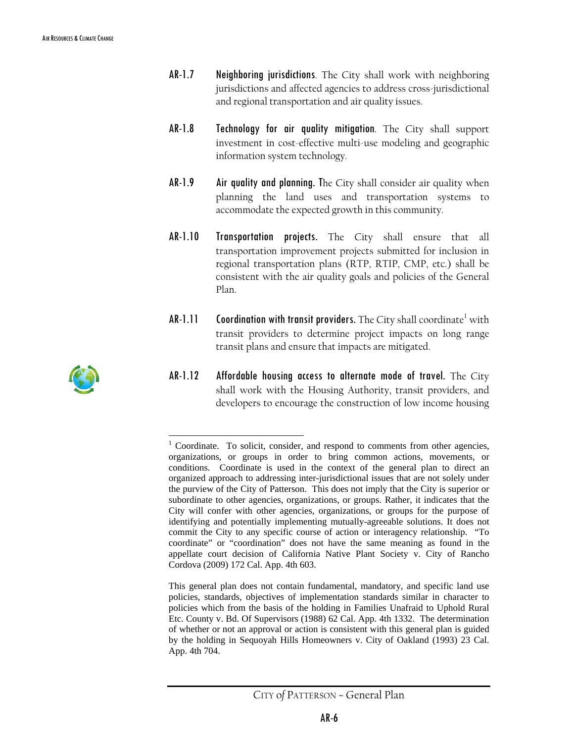**AR-1.7 Neighboring jurisdictions**. The City shall work with neighboring jurisdictions and affected agencies to address cross-jurisdictional and regional transportation and air quality issues.

**AR-1.8 Technology for air quality mitigation**. The City shall support investment in cost-effective multi-use modeling and geographic information system technology.

**AR-1.9 Air quality and planning.** The City shall consider air quality when planning the land uses and transportation systems to accommodate the expected growth in this community.

**AR-1.10 Transportation projects.** The City shall ensure that all transportation improvement projects submitted for inclusion in regional transportation plans (RTP, RTIP, CMP, etc.) shall be consistent with the air quality goals and policies of the General Plan.

**AR-1.11 Coordination with transit providers.** The City shall coordinate[1] with transit providers to determine project impacts on long range transit plans and ensure that impacts are mitigated.

**AR-1.12 Affordable housing access to alternate mode of travel.** The City shall work with the Housing Authority, transit providers, and developers to encourage the construction of low income housing

---

[1] Coordinate. To solicit, consider, and respond to comments from other agencies, organizations, or groups in order to bring common actions, movements, or conditions. Coordinate is used in the context of the general plan to direct an organized approach to addressing inter-jurisdictional issues that are not solely under the purview of the City of Patterson. This does not imply that the City is superior or subordinate to other agencies, organizations, or groups. Rather, it indicates that the City will confer with other agencies, organizations, or groups for the purpose of identifying and potentially implementing mutually-agreeable solutions. It does not commit the City to any specific course of action or interagency relationship. "To coordinate" or "coordination" does not have the same meaning as found in the appellate court decision of California Native Plant Society v. City of Rancho Cordova (2009) 172 Cal. App. 4th 603.

This general plan does not contain fundamental, mandatory, and specific land use policies, standards, objectives of implementation standards similar in character to policies which from the basis of the holding in Families Unafraid to Uphold Rural Etc. County v. Bd. Of Supervisors (1988) 62 Cal. App. 4th 1332. The determination of whether or not an approval or action is consistent with this general plan is guided by the holding in Sequoyah Hills Homeowners v. City of Oakland (1993) 23 Cal. App. 4th 704.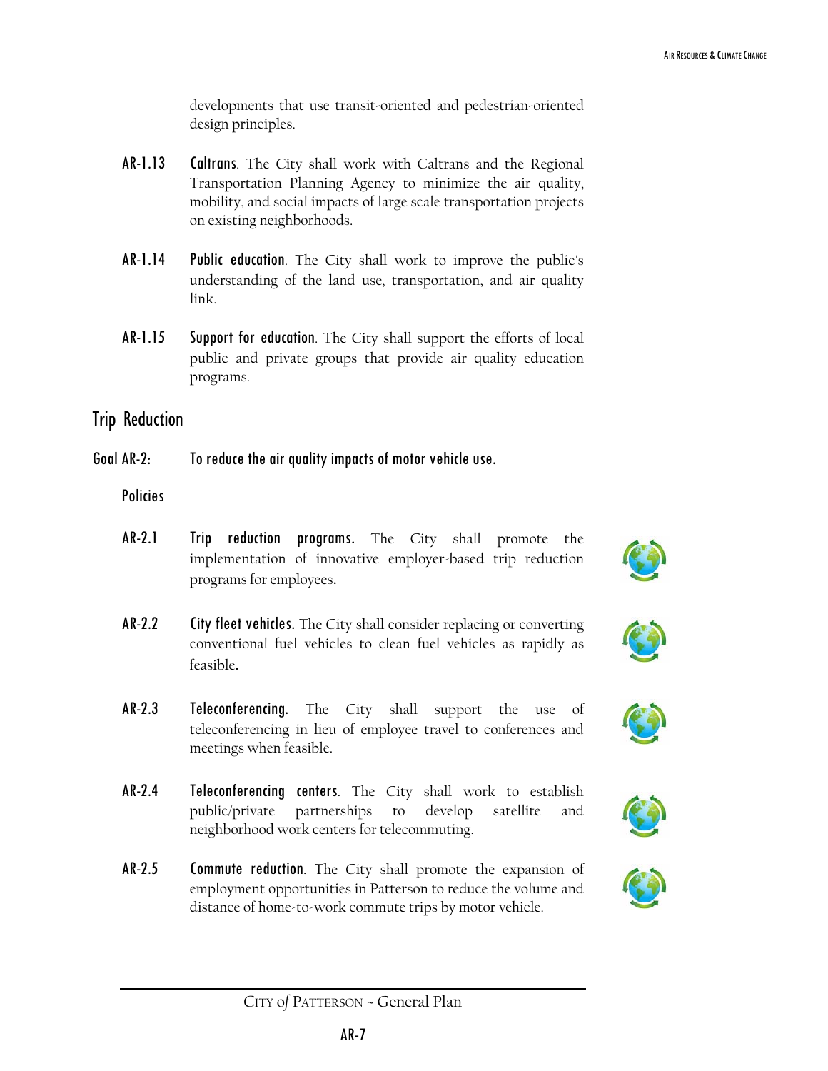developments that use transit-oriented and pedestrian-oriented design principles.

**AR-1.13** **Caltrans**. The City shall work with Caltrans and the Regional Transportation Planning Agency to minimize the air quality, mobility, and social impacts of large scale transportation projects on existing neighborhoods.

**AR-1.14** **Public education**. The City shall work to improve the public's understanding of the land use, transportation, and air quality link.

**AR-1.15** **Support for education**. The City shall support the efforts of local public and private groups that provide air quality education programs.

## Trip Reduction

### Goal AR-2: To reduce the air quality impacts of motor vehicle use.

#### Policies

**AR-2.1** **Trip reduction programs.** The City shall promote the implementation of innovative employer-based trip reduction programs for employees.

**AR-2.2** **City fleet vehicles.** The City shall consider replacing or converting conventional fuel vehicles to clean fuel vehicles as rapidly as feasible.

**AR-2.3** **Teleconferencing.** The City shall support the use of teleconferencing in lieu of employee travel to conferences and meetings when feasible.

**AR-2.4** **Teleconferencing centers**. The City shall work to establish public/private partnerships to develop satellite and neighborhood work centers for telecommuting.

**AR-2.5** **Commute reduction**. The City shall promote the expansion of employment opportunities in Patterson to reduce the volume and distance of home-to-work commute trips by motor vehicle.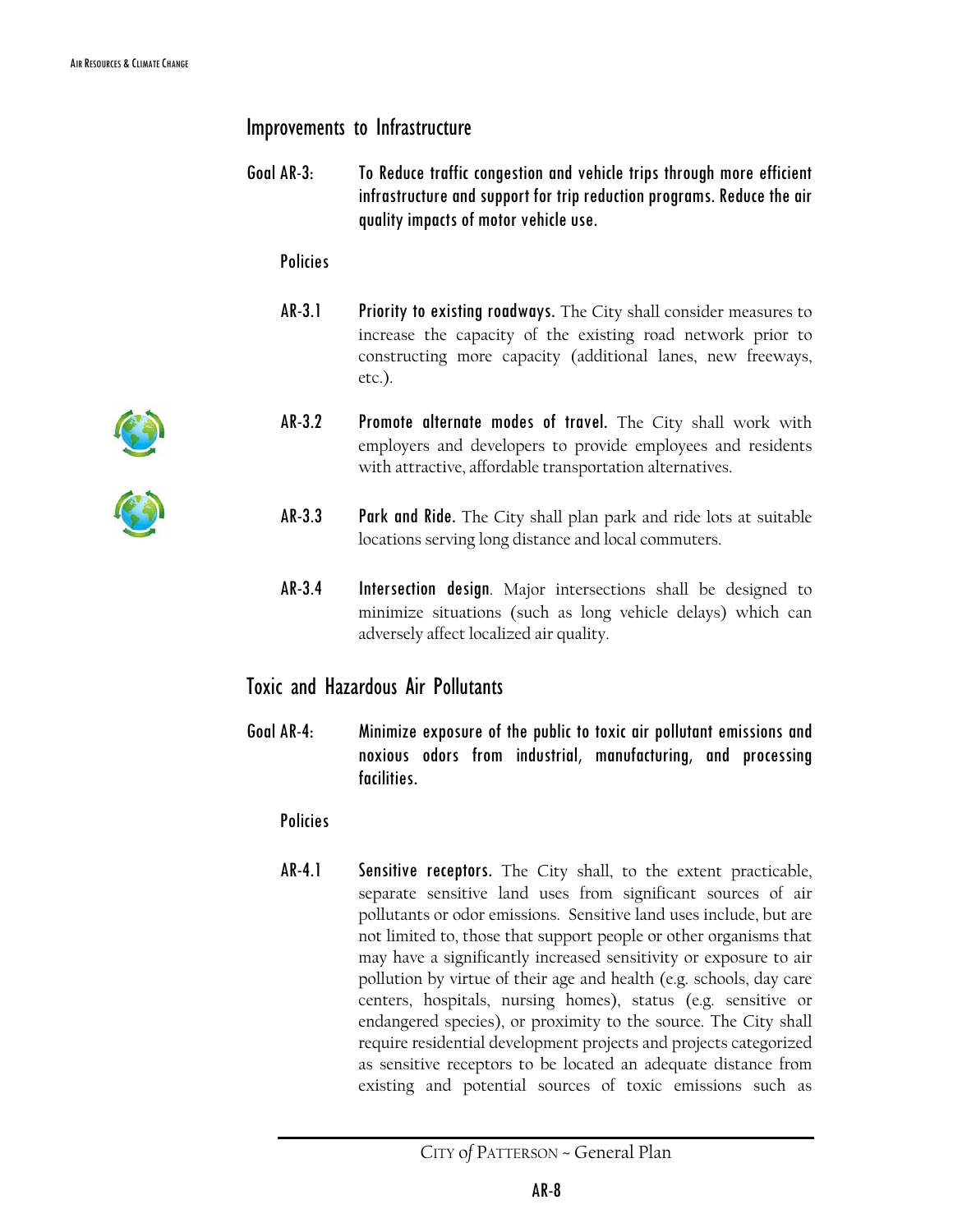## Improvements to Infrastructure

**Goal AR-3:** **To Reduce traffic congestion and vehicle trips through more efficient infrastructure and support for trip reduction programs. Reduce the air quality impacts of motor vehicle use.**

### Policies

**AR-3.1** **Priority to existing roadways.** The City shall consider measures to increase the capacity of the existing road network prior to constructing more capacity (additional lanes, new freeways, etc.).

**AR-3.2** **Promote alternate modes of travel.** The City shall work with employers and developers to provide employees and residents with attractive, affordable transportation alternatives.

**AR-3.3** **Park and Ride.** The City shall plan park and ride lots at suitable locations serving long distance and local commuters.

**AR-3.4** **Intersection design**. Major intersections shall be designed to minimize situations (such as long vehicle delays) which can adversely affect localized air quality.

## Toxic and Hazardous Air Pollutants

**Goal AR-4:** **Minimize exposure of the public to toxic air pollutant emissions and noxious odors from industrial, manufacturing, and processing facilities.**

### Policies

**AR-4.1** **Sensitive receptors.** The City shall, to the extent practicable, separate sensitive land uses from significant sources of air pollutants or odor emissions. Sensitive land uses include, but are not limited to, those that support people or other organisms that may have a significantly increased sensitivity or exposure to air pollution by virtue of their age and health (e.g. schools, day care centers, hospitals, nursing homes), status (e.g. sensitive or endangered species), or proximity to the source. The City shall require residential development projects and projects categorized as sensitive receptors to be located an adequate distance from existing and potential sources of toxic emissions such as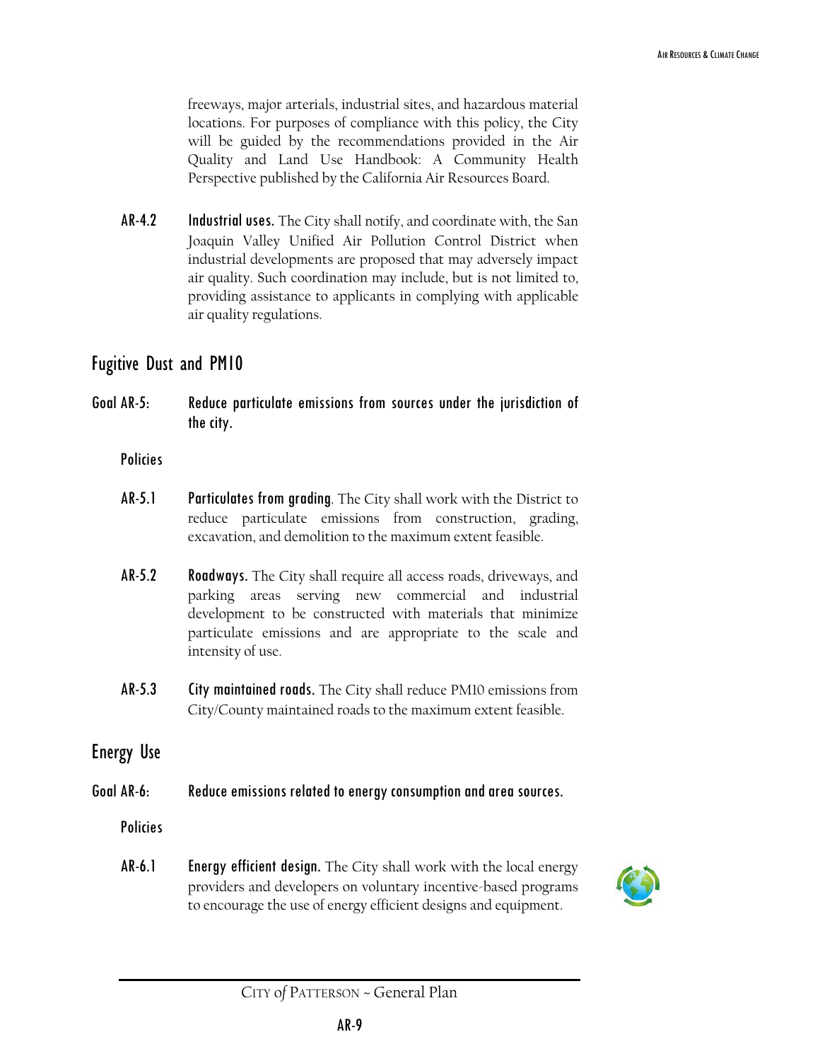freeways, major arterials, industrial sites, and hazardous material locations. For purposes of compliance with this policy, the City will be guided by the recommendations provided in the Air Quality and Land Use Handbook: A Community Health Perspective published by the California Air Resources Board.

AR-4.2 **Industrial uses.** The City shall notify, and coordinate with, the San Joaquin Valley Unified Air Pollution Control District when industrial developments are proposed that may adversely impact air quality. Such coordination may include, but is not limited to, providing assistance to applicants in complying with applicable air quality regulations.

## Fugitive Dust and PM10

### Goal AR-5: Reduce particulate emissions from sources under the jurisdiction of the city.

#### Policies

AR-5.1 **Particulates from grading**. The City shall work with the District to reduce particulate emissions from construction, grading, excavation, and demolition to the maximum extent feasible.

AR-5.2 **Roadways.** The City shall require all access roads, driveways, and parking areas serving new commercial and industrial development to be constructed with materials that minimize particulate emissions and are appropriate to the scale and intensity of use.

AR-5.3 **City maintained roads.** The City shall reduce PM10 emissions from City/County maintained roads to the maximum extent feasible.

## Energy Use

### Goal AR-6: Reduce emissions related to energy consumption and area sources.

#### Policies

AR-6.1 **Energy efficient design.** The City shall work with the local energy providers and developers on voluntary incentive-based programs to encourage the use of energy efficient designs and equipment.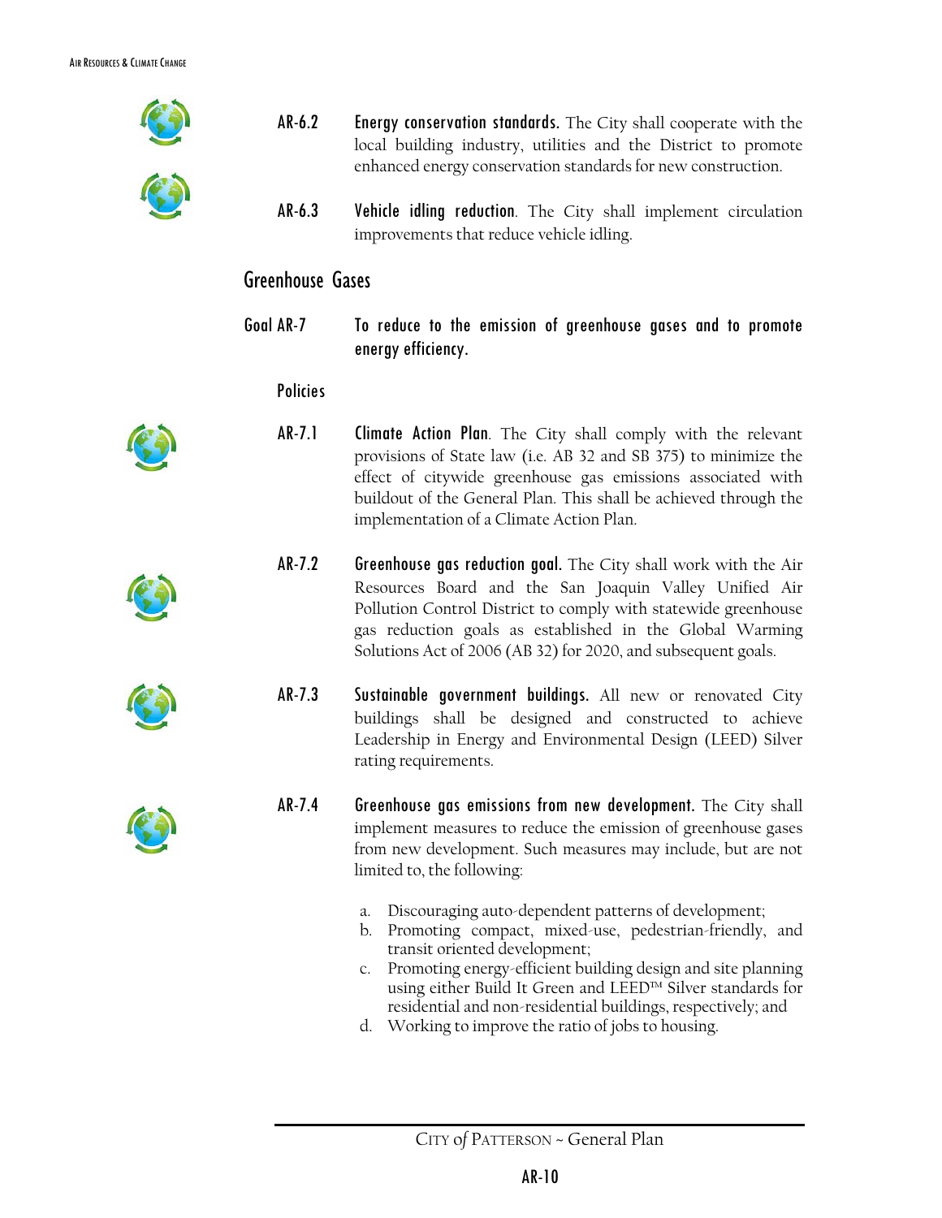**AR-6.2** **Energy conservation standards.** The City shall cooperate with the local building industry, utilities and the District to promote enhanced energy conservation standards for new construction.

**AR-6.3** **Vehicle idling reduction**. The City shall implement circulation improvements that reduce vehicle idling.

## Greenhouse Gases

**Goal AR-7** **To reduce to the emission of greenhouse gases and to promote energy efficiency.**

### Policies

**AR-7.1** **Climate Action Plan**. The City shall comply with the relevant provisions of State law (i.e. AB 32 and SB 375) to minimize the effect of citywide greenhouse gas emissions associated with buildout of the General Plan. This shall be achieved through the implementation of a Climate Action Plan.

**AR-7.2** **Greenhouse gas reduction goal.** The City shall work with the Air Resources Board and the San Joaquin Valley Unified Air Pollution Control District to comply with statewide greenhouse gas reduction goals as established in the Global Warming Solutions Act of 2006 (AB 32) for 2020, and subsequent goals.

**AR-7.3** **Sustainable government buildings.** All new or renovated City buildings shall be designed and constructed to achieve Leadership in Energy and Environmental Design (LEED) Silver rating requirements.

**AR-7.4** **Greenhouse gas emissions from new development.** The City shall implement measures to reduce the emission of greenhouse gases from new development. Such measures may include, but are not limited to, the following:

a. Discouraging auto-dependent patterns of development;
b. Promoting compact, mixed-use, pedestrian-friendly, and transit oriented development;
c. Promoting energy-efficient building design and site planning using either Build It Green and LEED™ Silver standards for residential and non-residential buildings, respectively; and
d. Working to improve the ratio of jobs to housing.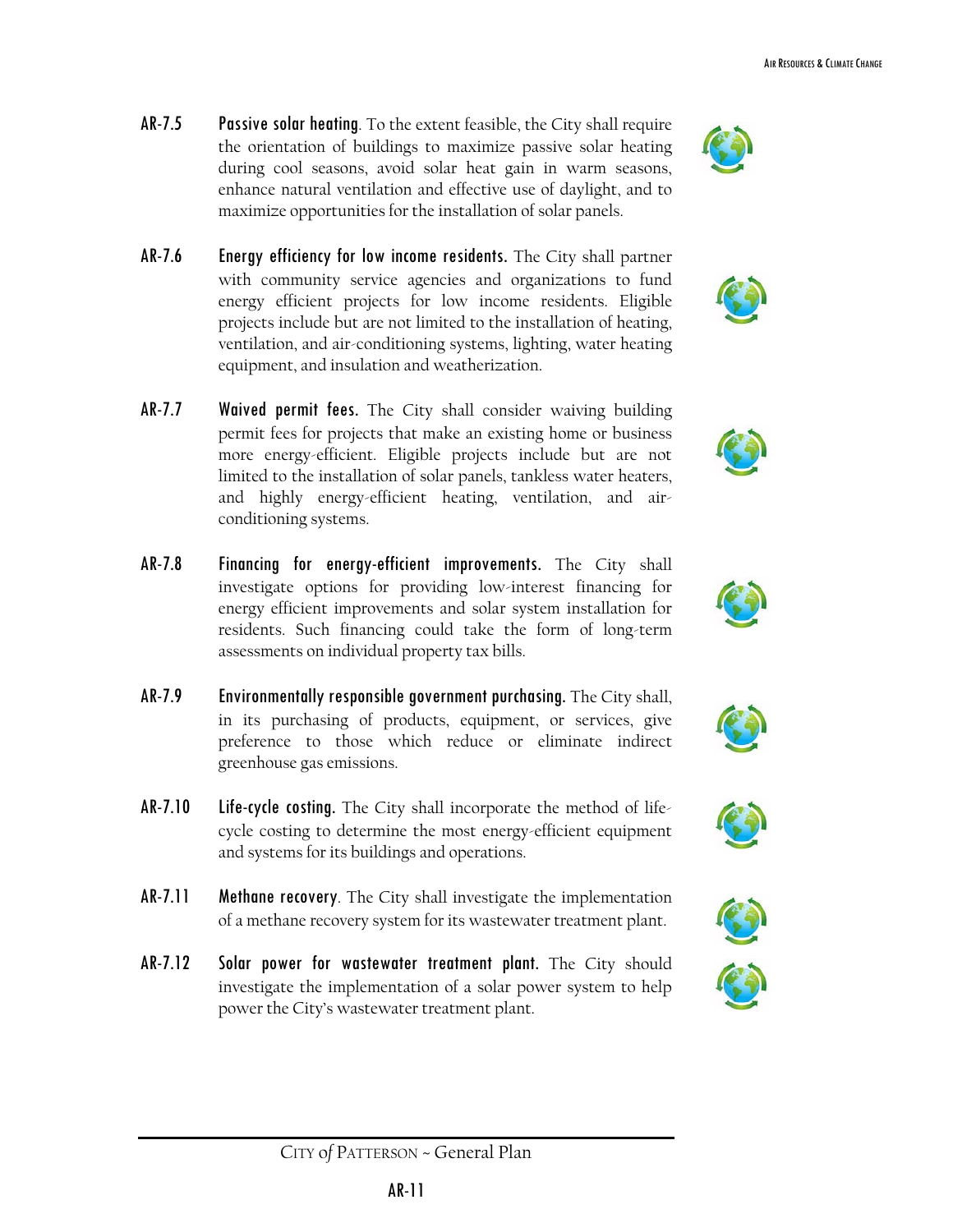**AR-7.5** **Passive solar heating**. To the extent feasible, the City shall require the orientation of buildings to maximize passive solar heating during cool seasons, avoid solar heat gain in warm seasons, enhance natural ventilation and effective use of daylight, and to maximize opportunities for the installation of solar panels.

**AR-7.6** **Energy efficiency for low income residents.** The City shall partner with community service agencies and organizations to fund energy efficient projects for low income residents. Eligible projects include but are not limited to the installation of heating, ventilation, and air-conditioning systems, lighting, water heating equipment, and insulation and weatherization.

**AR-7.7** **Waived permit fees.** The City shall consider waiving building permit fees for projects that make an existing home or business more energy-efficient. Eligible projects include but are not limited to the installation of solar panels, tankless water heaters, and highly energy-efficient heating, ventilation, and air-conditioning systems.

**AR-7.8** **Financing for energy-efficient improvements.** The City shall investigate options for providing low-interest financing for energy efficient improvements and solar system installation for residents. Such financing could take the form of long-term assessments on individual property tax bills.

**AR-7.9** **Environmentally responsible government purchasing.** The City shall, in its purchasing of products, equipment, or services, give preference to those which reduce or eliminate indirect greenhouse gas emissions.

**AR-7.10** **Life-cycle costing.** The City shall incorporate the method of life-cycle costing to determine the most energy-efficient equipment and systems for its buildings and operations.

**AR-7.11** **Methane recovery**. The City shall investigate the implementation of a methane recovery system for its wastewater treatment plant.

**AR-7.12** **Solar power for wastewater treatment plant.** The City should investigate the implementation of a solar power system to help power the City's wastewater treatment plant.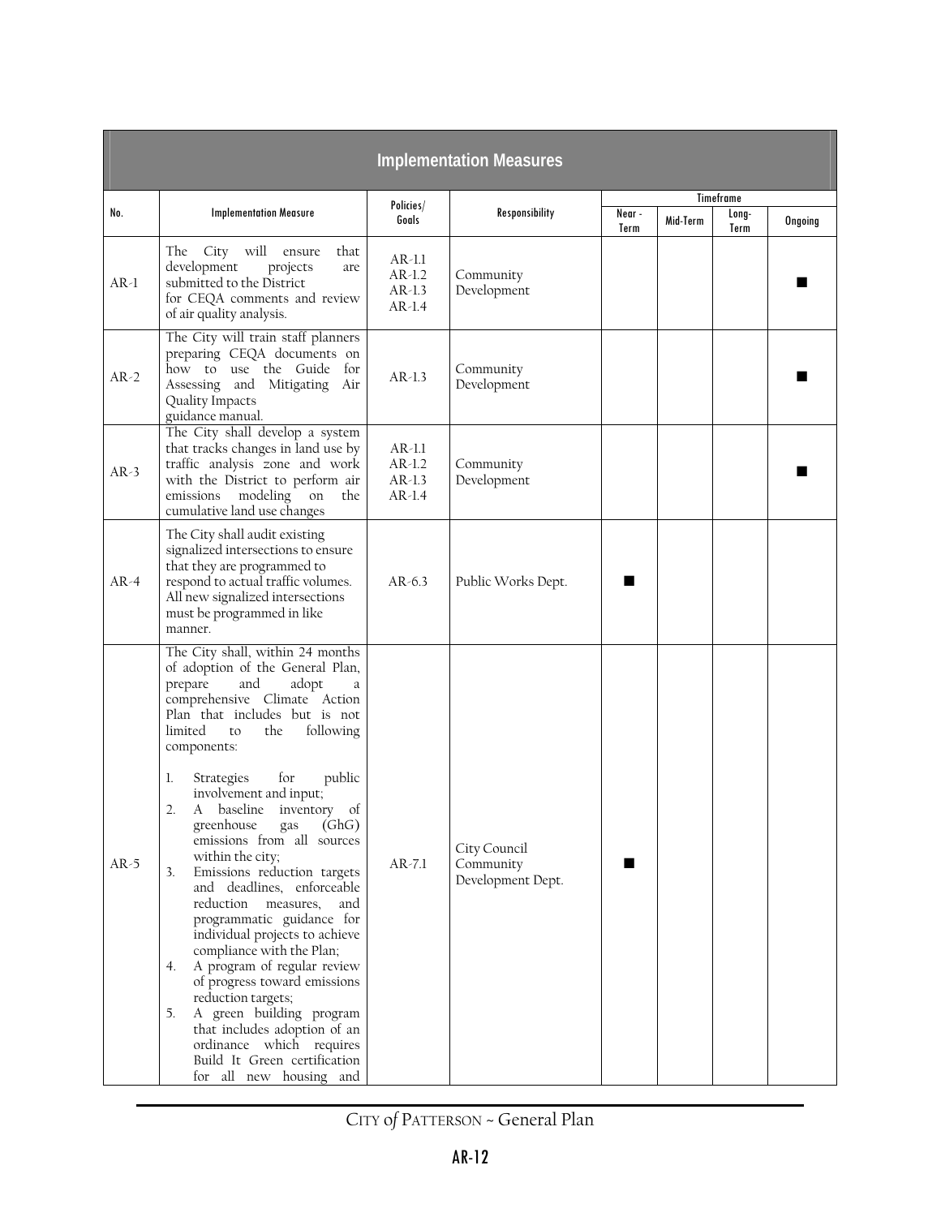| Implementation Measures | | | | | | | |
|---|---|---|---|---|---|---|---|
| No. | Implementation Measure | Policies/ Goals | Responsibility | Timeframe | | | |
| | | | | Near - Term | Mid-Term | Long-Term | Ongoing |
| AR-1 | The City will ensure that development projects are submitted to the District for CEQA comments and review of air quality analysis. | AR-1.1 AR-1.2 AR-1.3 AR-1.4 | Community Development | | | | ■ |
| AR-2 | The City will train staff planners preparing CEQA documents on how to use the Guide for Assessing and Mitigating Air Quality Impacts guidance manual. | AR-1.3 | Community Development | | | | ■ |
| AR-3 | The City shall develop a system that tracks changes in land use by traffic analysis zone and work with the District to perform air emissions modeling on the cumulative land use changes | AR-1.1 AR-1.2 AR-1.3 AR-1.4 | Community Development | | | | ■ |
| AR-4 | The City shall audit existing signalized intersections to ensure that they are programmed to respond to actual traffic volumes. All new signalized intersections must be programmed in like manner. | AR-6.3 | Public Works Dept. | ■ | | | |
| AR-5 | The City shall, within 24 months of adoption of the General Plan, prepare and adopt a comprehensive Climate Action Plan that includes but is not limited to the following components:<br><br>1. Strategies for public involvement and input;<br>2. A baseline inventory of greenhouse gas (GhG) emissions from all sources within the city;<br>3. Emissions reduction targets and deadlines, enforceable reduction measures, and programmatic guidance for individual projects to achieve compliance with the Plan;<br>4. A program of regular review of progress toward emissions reduction targets;<br>5. A green building program that includes adoption of an ordinance which requires Build It Green certification for all new housing and | AR-7.1 | City Council Community Development Dept. | ■ | | | |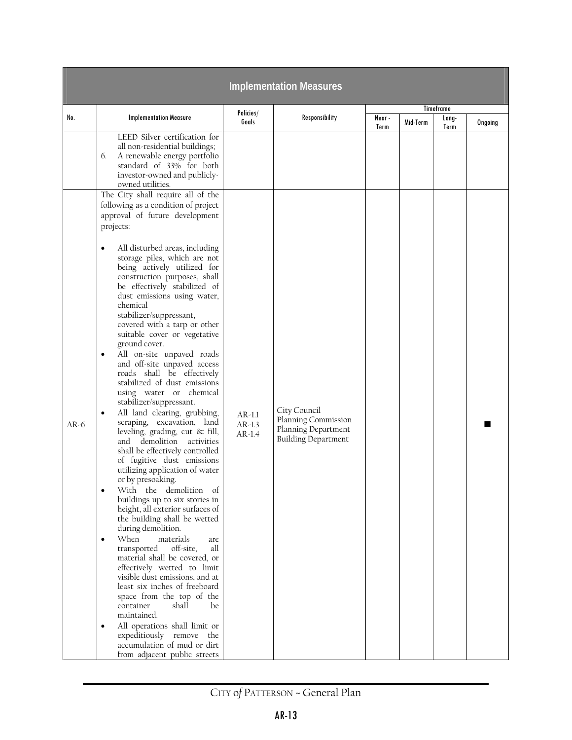## Implementation Measures

| No. | Implementation Measure | Policies/ Goals | Responsibility | Timeframe | | | |
|---|---|---|---|---|---|---|---|
| | | | | Near - Term | Mid-Term | Long- Term | Ongoing |
| | LEED Silver certification for all non-residential buildings;<br>6. A renewable energy portfolio standard of 33% for both investor-owned and publicly-owned utilities. | | | | | | |
| AR-6 | The City shall require all of the following as a condition of project approval of future development projects:<br><br>• All disturbed areas, including storage piles, which are not being actively utilized for construction purposes, shall be effectively stabilized of dust emissions using water, chemical stabilizer/suppressant, covered with a tarp or other suitable cover or vegetative ground cover.<br>• All on-site unpaved roads and off-site unpaved access roads shall be effectively stabilized of dust emissions using water or chemical stabilizer/suppressant.<br>• All land clearing, grubbing, scraping, excavation, land leveling, grading, cut & fill, and demolition activities shall be effectively controlled of fugitive dust emissions utilizing application of water or by presoaking.<br>• With the demolition of buildings up to six stories in height, all exterior surfaces of the building shall be wetted during demolition.<br>• When materials are transported off-site, all material shall be covered, or effectively wetted to limit visible dust emissions, and at least six inches of freeboard space from the top of the container shall be maintained.<br>• All operations shall limit or expeditiously remove the accumulation of mud or dirt from adjacent public streets | AR-1.1<br>AR-1.3<br>AR-1.4 | City Council<br>Planning Commission<br>Planning Department<br>Building Department | | | | ■ |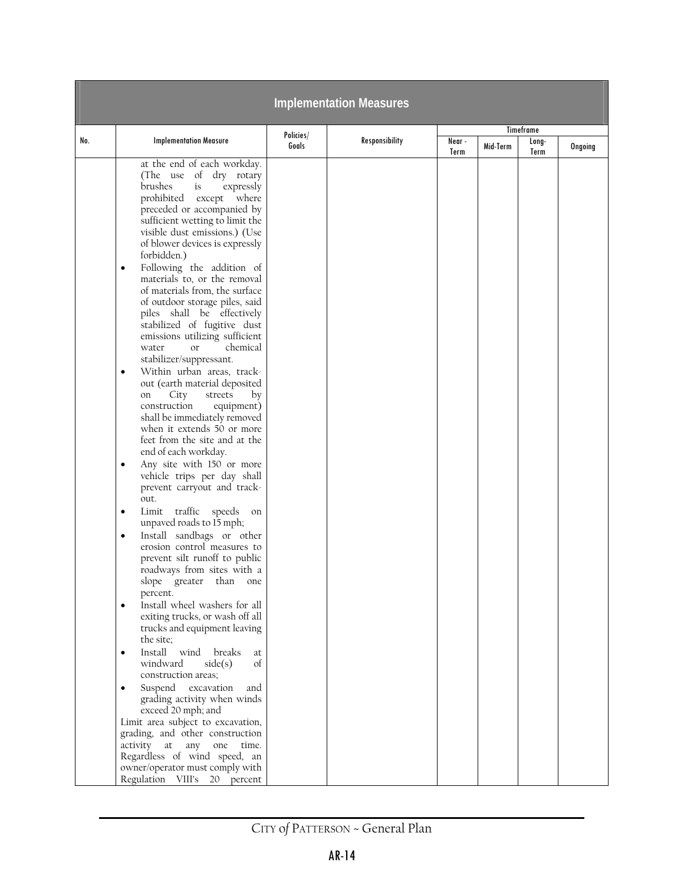| Implementation Measures | | | | | | | |
|---|---|---|---|---|---|---|---|
| No. | Implementation Measure | Policies/ Goals | Responsibility | Timeframe | | | |
| | | | | Near - Term | Mid-Term | Long- Term | Ongoing |
| | at the end of each workday. (The use of dry rotary brushes is expressly prohibited except where preceded or accompanied by sufficient wetting to limit the visible dust emissions.) (Use of blower devices is expressly forbidden.)<br>• Following the addition of materials to, or the removal of materials from, the surface of outdoor storage piles, said piles shall be effectively stabilized of fugitive dust emissions utilizing sufficient water or chemical stabilizer/suppressant.<br>• Within urban areas, track-out (earth material deposited on City streets by construction equipment) shall be immediately removed when it extends 50 or more feet from the site and at the end of each workday.<br>• Any site with 150 or more vehicle trips per day shall prevent carryout and track-out.<br>• Limit traffic speeds on unpaved roads to 15 mph;<br>• Install sandbags or other erosion control measures to prevent silt runoff to public roadways from sites with a slope greater than one percent.<br>• Install wheel washers for all exiting trucks, or wash off all trucks and equipment leaving the site;<br>• Install wind breaks at windward side(s) of construction areas;<br>• Suspend excavation and grading activity when winds exceed 20 mph; and<br>Limit area subject to excavation, grading, and other construction activity at any one time. Regardless of wind speed, an owner/operator must comply with Regulation VIII's 20 percent | | | | | | |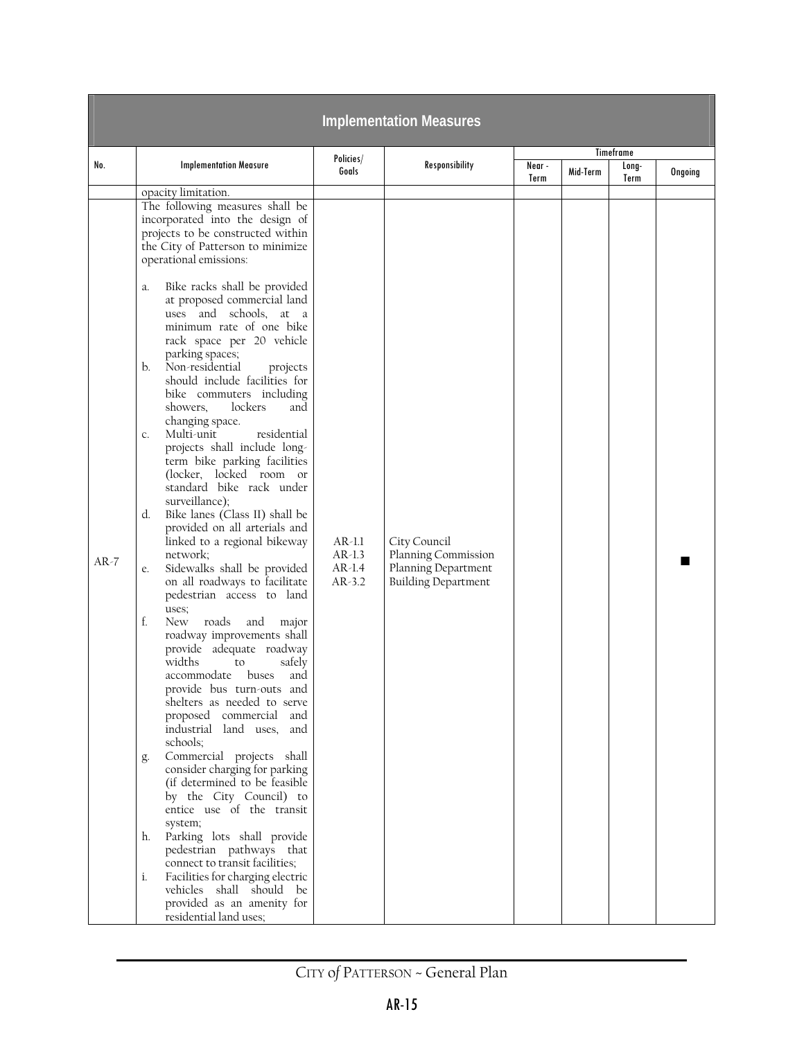| Implementation Measures | | | | | | | |
|---|---|---|---|---|---|---|---|
| No. | Implementation Measure | Policies/ Goals | Responsibility | Timeframe | | | |
| | | | | Near - Term | Mid-Term | Long-Term | Ongoing |
| | opacity limitation. | | | | | | |
| AR-7 | The following measures shall be incorporated into the design of projects to be constructed within the City of Patterson to minimize operational emissions:<br><br>a. Bike racks shall be provided at proposed commercial land uses and schools, at a minimum rate of one bike rack space per 20 vehicle parking spaces;<br>b. Non-residential projects should include facilities for bike commuters including showers, lockers and changing space.<br>c. Multi-unit residential projects shall include long-term bike parking facilities (locker, locked room or standard bike rack under surveillance);<br>d. Bike lanes (Class II) shall be provided on all arterials and linked to a regional bikeway network;<br>e. Sidewalks shall be provided on all roadways to facilitate pedestrian access to land uses;<br>f. New roads and major roadway improvements shall provide adequate roadway widths to safely accommodate buses and provide bus turn-outs and shelters as needed to serve proposed commercial and industrial land uses, and schools;<br>g. Commercial projects shall consider charging for parking (if determined to be feasible by the City Council) to entice use of the transit system;<br>h. Parking lots shall provide pedestrian pathways that connect to transit facilities;<br>i. Facilities for charging electric vehicles shall should be provided as an amenity for residential land uses; | AR-1.1<br>AR-1.3<br>AR-1.4<br>AR-3.2 | City Council<br>Planning Commission<br>Planning Department<br>Building Department | | | | ■ |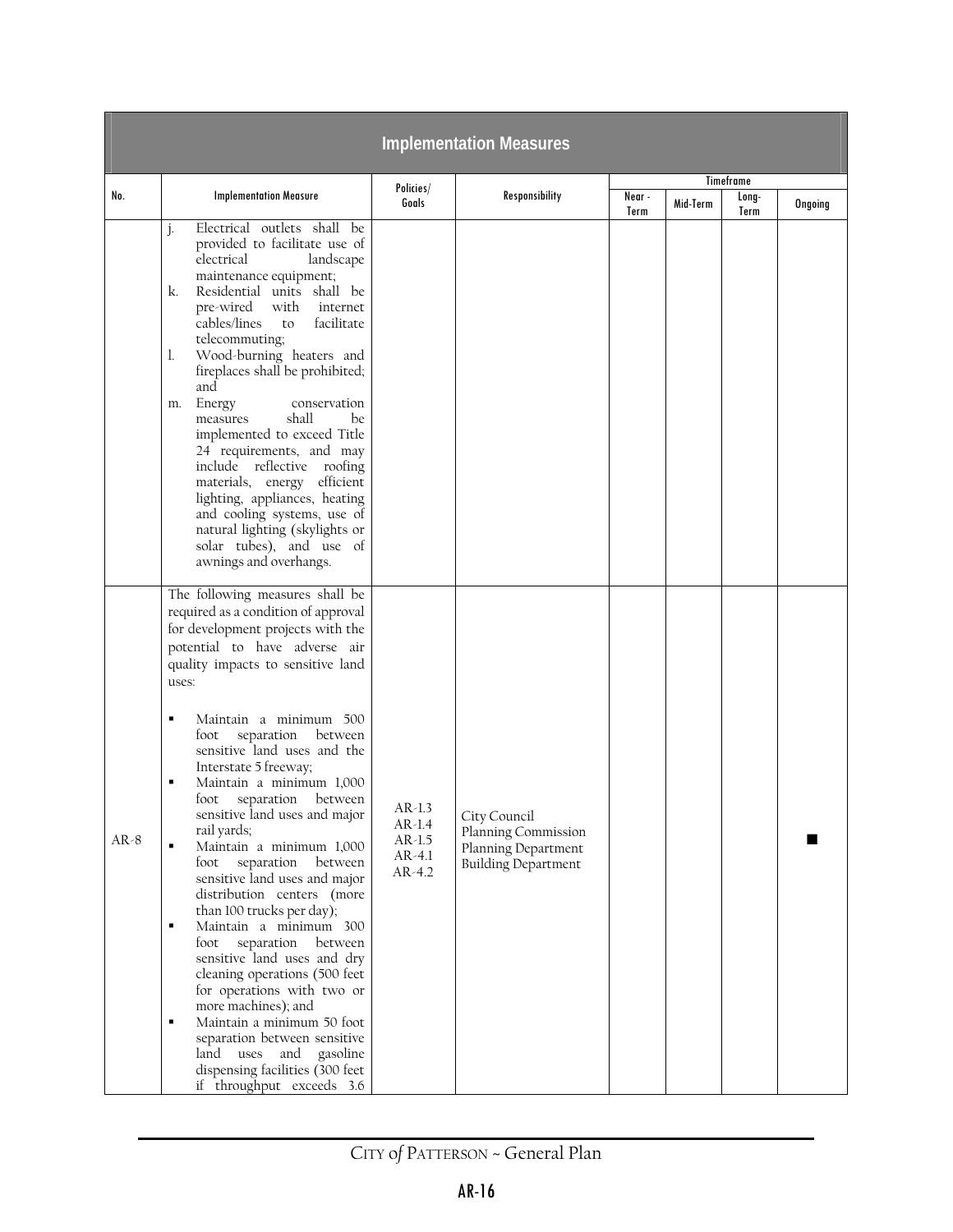| Implementation Measures | | | | | | | |
|---|---|---|---|---|---|---|---|
| No. | Implementation Measure | Policies/ Goals | Responsibility | Timeframe | | | |
| | | | | Near - Term | Mid-Term | Long-Term | Ongoing |
| | j. Electrical outlets shall be provided to facilitate use of electrical landscape maintenance equipment;<br>k. Residential units shall be pre-wired with internet cables/lines to facilitate telecommuting;<br>l. Wood-burning heaters and fireplaces shall be prohibited; and<br>m. Energy conservation measures shall be implemented to exceed Title 24 requirements, and may include reflective roofing materials, energy efficient lighting, appliances, heating and cooling systems, use of natural lighting (skylights or solar tubes), and use of awnings and overhangs. | | | | | | |
| AR-8 | The following measures shall be required as a condition of approval for development projects with the potential to have adverse air quality impacts to sensitive land uses:<br>▪ Maintain a minimum 500 foot separation between sensitive land uses and the Interstate 5 freeway;<br>▪ Maintain a minimum 1,000 foot separation between sensitive land uses and major rail yards;<br>▪ Maintain a minimum 1,000 foot separation between sensitive land uses and major distribution centers (more than 100 trucks per day);<br>▪ Maintain a minimum 300 foot separation between sensitive land uses and dry cleaning operations (500 feet for operations with two or more machines); and<br>▪ Maintain a minimum 50 foot separation between sensitive land uses and gasoline dispensing facilities (300 feet if throughput exceeds 3.6 | AR-1.3<br>AR-1.4<br>AR-1.5<br>AR-4.1<br>AR-4.2 | City Council<br>Planning Commission<br>Planning Department<br>Building Department | | | | ■ |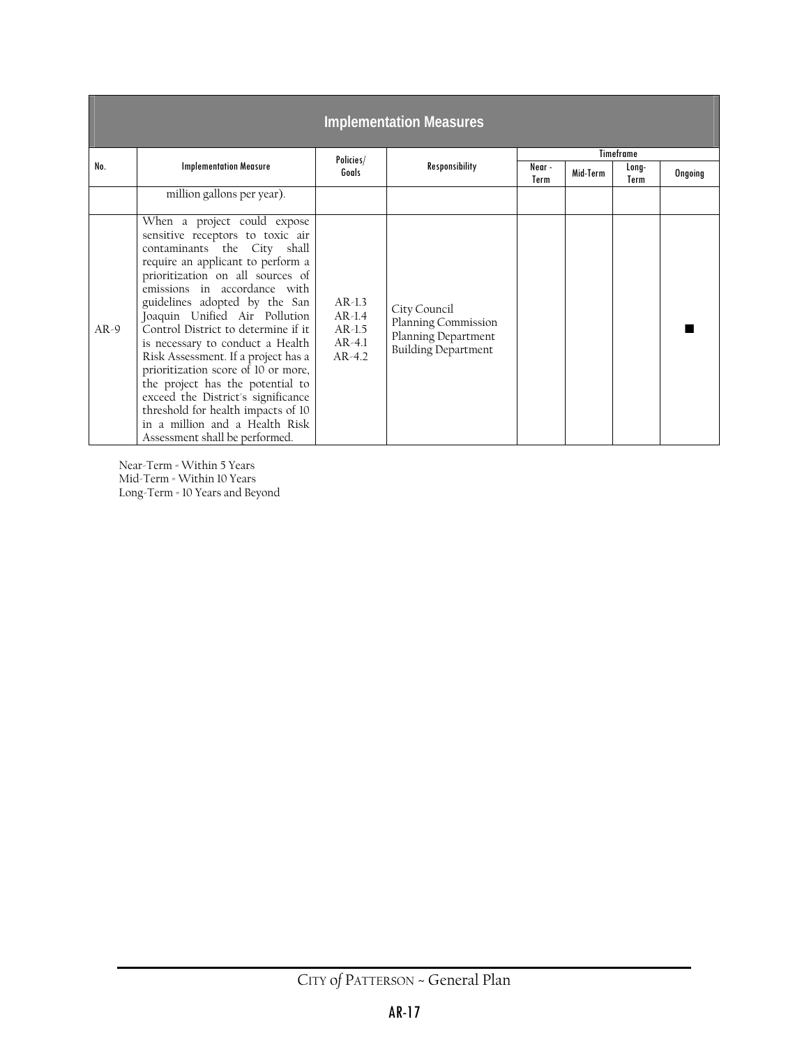## Implementation Measures

| No. | Implementation Measure | Policies/ Goals | Responsibility | Timeframe | | | |
|---|---|---|---|---|---|---|---|
| | | | | Near - Term | Mid-Term | Long- Term | Ongoing |
| | million gallons per year). | | | | | | |
| AR-9 | When a project could expose sensitive receptors to toxic air contaminants the City shall require an applicant to perform a prioritization on all sources of emissions in accordance with guidelines adopted by the San Joaquin Unified Air Pollution Control District to determine if it is necessary to conduct a Health Risk Assessment. If a project has a prioritization score of 10 or more, the project has the potential to exceed the District's significance threshold for health impacts of 10 in a million and a Health Risk Assessment shall be performed. | AR-1.3<br>AR-1.4<br>AR-1.5<br>AR-4.1<br>AR-4.2 | City Council<br>Planning Commission<br>Planning Department<br>Building Department | | | | ■ |

Near-Term = Within 5 Years
Mid-Term = Within 10 Years
Long-Term = 10 Years and Beyond